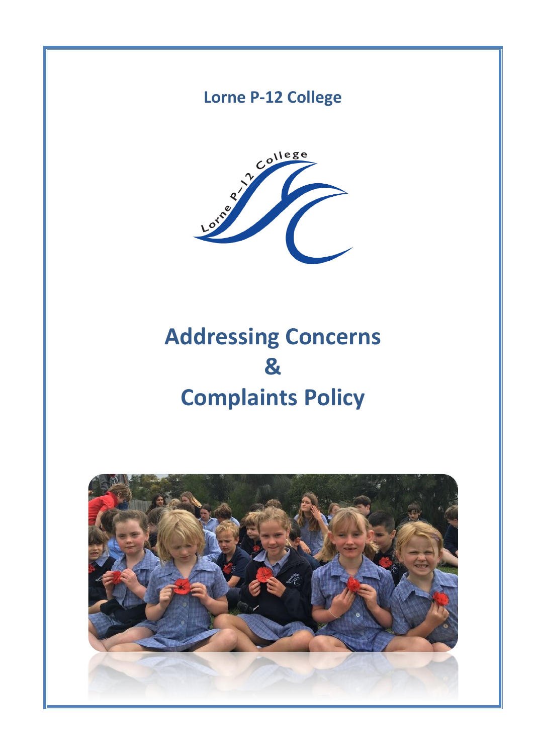**Lorne P-12 College**

# Addressing Concerns & Complaints Policy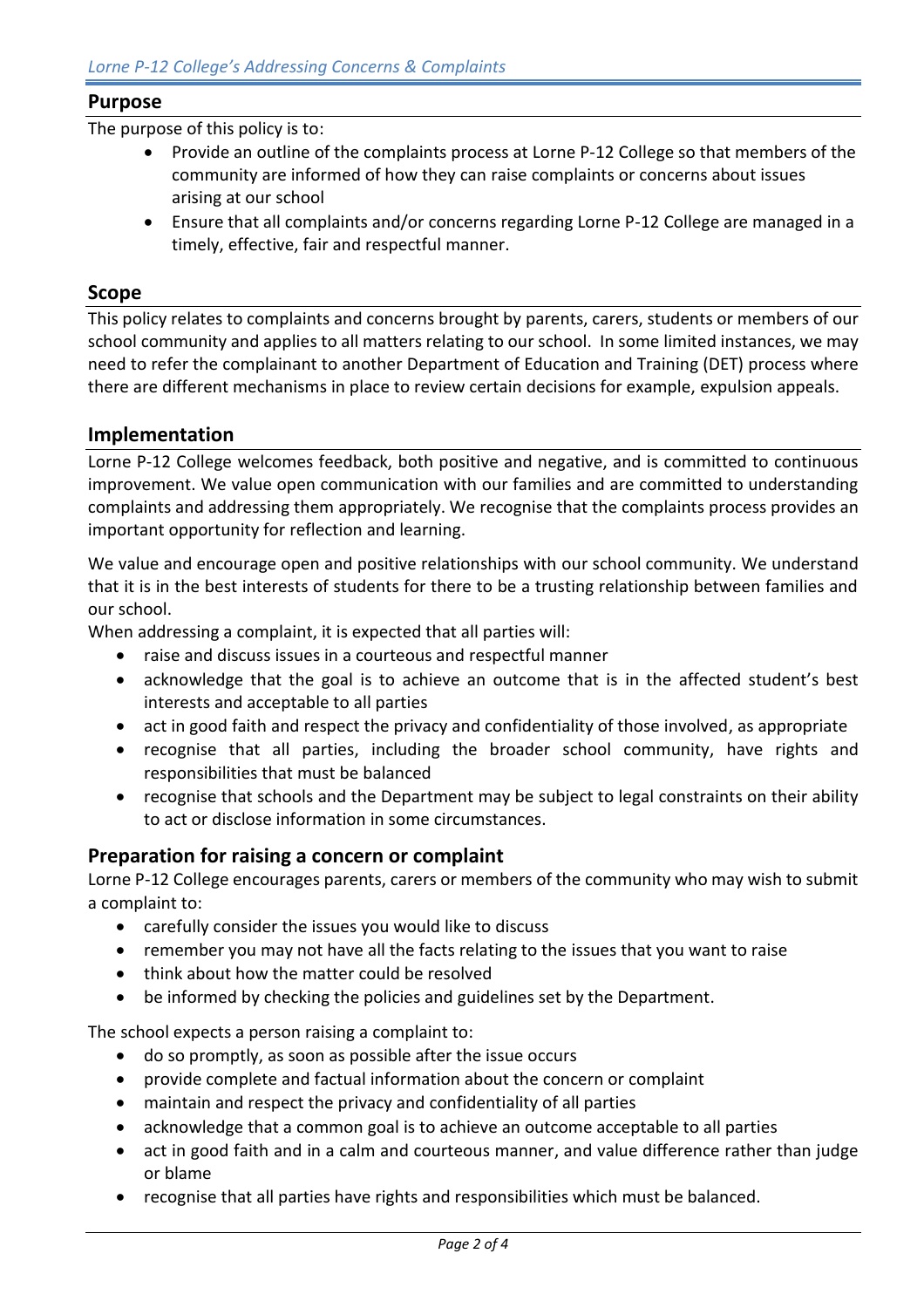## Purpose

The purpose of this policy is to:

- Provide an outline of the complaints process at Lorne P-12 College so that members of the community are informed of how they can raise complaints or concerns about issues arising at our school
- Ensure that all complaints and/or concerns regarding Lorne P-12 College are managed in a timely, effective, fair and respectful manner.

## Scope

This policy relates to complaints and concerns brought by parents, carers, students or members of our school community and applies to all matters relating to our school. In some limited instances, we may need to refer the complainant to another Department of Education and Training (DET) process where there are different mechanisms in place to review certain decisions for example, expulsion appeals.

## Implementation

Lorne P-12 College welcomes feedback, both positive and negative, and is committed to continuous improvement. We value open communication with our families and are committed to understanding complaints and addressing them appropriately. We recognise that the complaints process provides an important opportunity for reflection and learning.

We value and encourage open and positive relationships with our school community. We understand that it is in the best interests of students for there to be a trusting relationship between families and our school.

When addressing a complaint, it is expected that all parties will:

- raise and discuss issues in a courteous and respectful manner
- acknowledge that the goal is to achieve an outcome that is in the affected student's best interests and acceptable to all parties
- act in good faith and respect the privacy and confidentiality of those involved, as appropriate
- recognise that all parties, including the broader school community, have rights and responsibilities that must be balanced
- recognise that schools and the Department may be subject to legal constraints on their ability to act or disclose information in some circumstances.

## Preparation for raising a concern or complaint

Lorne P-12 College encourages parents, carers or members of the community who may wish to submit a complaint to:

- carefully consider the issues you would like to discuss
- remember you may not have all the facts relating to the issues that you want to raise
- think about how the matter could be resolved
- be informed by checking the policies and guidelines set by the Department.

The school expects a person raising a complaint to:

- do so promptly, as soon as possible after the issue occurs
- provide complete and factual information about the concern or complaint
- maintain and respect the privacy and confidentiality of all parties
- acknowledge that a common goal is to achieve an outcome acceptable to all parties
- act in good faith and in a calm and courteous manner, and value difference rather than judge or blame
- recognise that all parties have rights and responsibilities which must be balanced.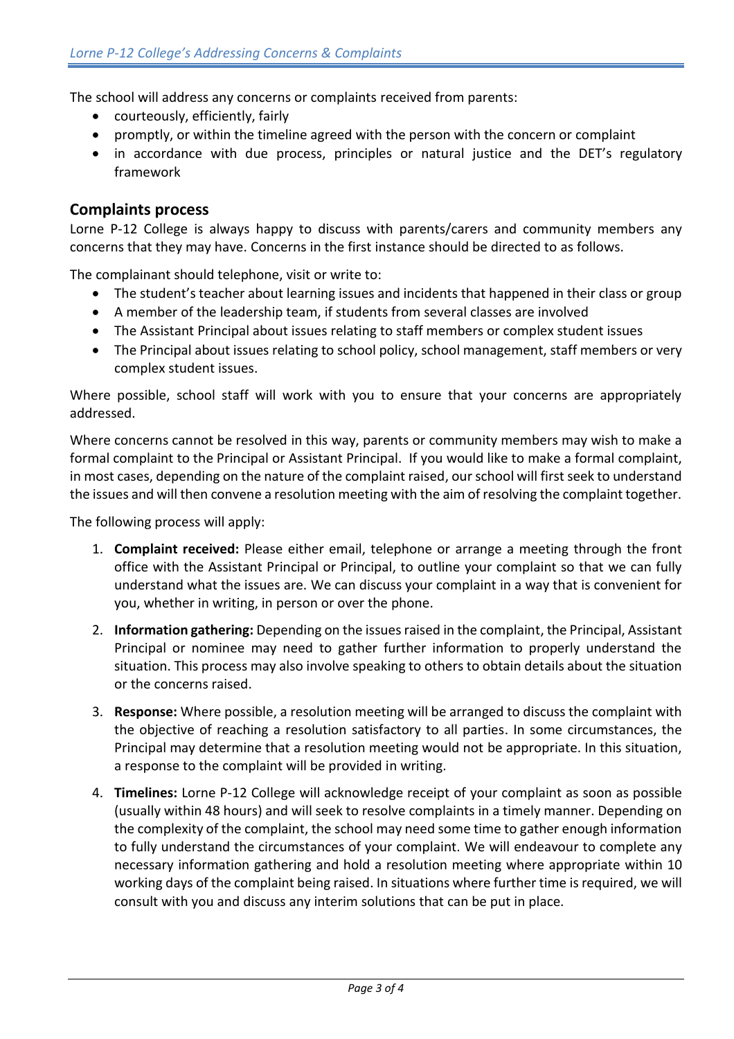The school will address any concerns or complaints received from parents:

- courteously, efficiently, fairly
- promptly, or within the timeline agreed with the person with the concern or complaint
- in accordance with due process, principles or natural justice and the DET's regulatory framework

## Complaints process

Lorne P-12 College is always happy to discuss with parents/carers and community members any concerns that they may have. Concerns in the first instance should be directed to as follows.

The complainant should telephone, visit or write to:

- The student's teacher about learning issues and incidents that happened in their class or group
- A member of the leadership team, if students from several classes are involved
- The Assistant Principal about issues relating to staff members or complex student issues
- The Principal about issues relating to school policy, school management, staff members or very complex student issues.

Where possible, school staff will work with you to ensure that your concerns are appropriately addressed.

Where concerns cannot be resolved in this way, parents or community members may wish to make a formal complaint to the Principal or Assistant Principal. If you would like to make a formal complaint, in most cases, depending on the nature of the complaint raised, our school will first seek to understand the issues and will then convene a resolution meeting with the aim of resolving the complaint together.

The following process will apply:

1. **Complaint received:** Please either email, telephone or arrange a meeting through the front office with the Assistant Principal or Principal, to outline your complaint so that we can fully understand what the issues are. We can discuss your complaint in a way that is convenient for you, whether in writing, in person or over the phone.
2. **Information gathering:** Depending on the issues raised in the complaint, the Principal, Assistant Principal or nominee may need to gather further information to properly understand the situation. This process may also involve speaking to others to obtain details about the situation or the concerns raised.
3. **Response:** Where possible, a resolution meeting will be arranged to discuss the complaint with the objective of reaching a resolution satisfactory to all parties. In some circumstances, the Principal may determine that a resolution meeting would not be appropriate. In this situation, a response to the complaint will be provided in writing.
4. **Timelines:** Lorne P-12 College will acknowledge receipt of your complaint as soon as possible (usually within 48 hours) and will seek to resolve complaints in a timely manner. Depending on the complexity of the complaint, the school may need some time to gather enough information to fully understand the circumstances of your complaint. We will endeavour to complete any necessary information gathering and hold a resolution meeting where appropriate within 10 working days of the complaint being raised. In situations where further time is required, we will consult with you and discuss any interim solutions that can be put in place.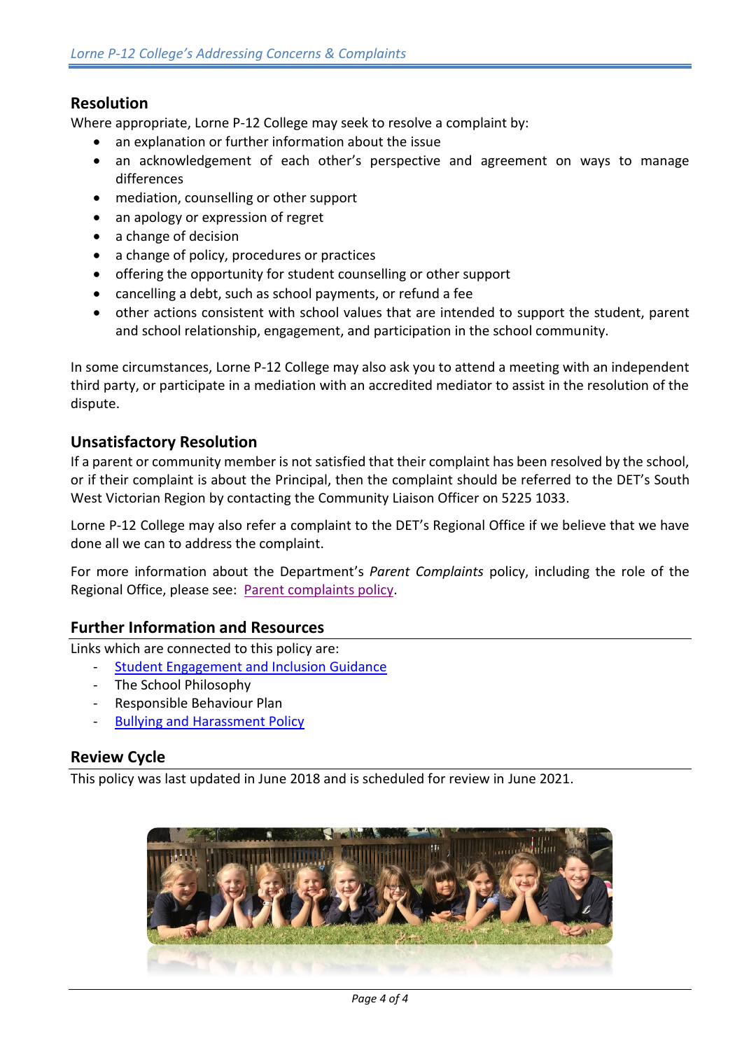## Resolution

Where appropriate, Lorne P-12 College may seek to resolve a complaint by:

- an explanation or further information about the issue
- an acknowledgement of each other's perspective and agreement on ways to manage differences
- mediation, counselling or other support
- an apology or expression of regret
- a change of decision
- a change of policy, procedures or practices
- offering the opportunity for student counselling or other support
- cancelling a debt, such as school payments, or refund a fee
- other actions consistent with school values that are intended to support the student, parent and school relationship, engagement, and participation in the school community.

In some circumstances, Lorne P-12 College may also ask you to attend a meeting with an independent third party, or participate in a mediation with an accredited mediator to assist in the resolution of the dispute.

## Unsatisfactory Resolution

If a parent or community member is not satisfied that their complaint has been resolved by the school, or if their complaint is about the Principal, then the complaint should be referred to the DET's South West Victorian Region by contacting the Community Liaison Officer on 5225 1033.

Lorne P-12 College may also refer a complaint to the DET's Regional Office if we believe that we have done all we can to address the complaint.

For more information about the Department's *Parent Complaints* policy, including the role of the Regional Office, please see: Parent complaints policy.

## Further Information and Resources

Links which are connected to this policy are:

- Student Engagement and Inclusion Guidance
- The School Philosophy
- Responsible Behaviour Plan
- Bullying and Harassment Policy

## Review Cycle

This policy was last updated in June 2018 and is scheduled for review in June 2021.